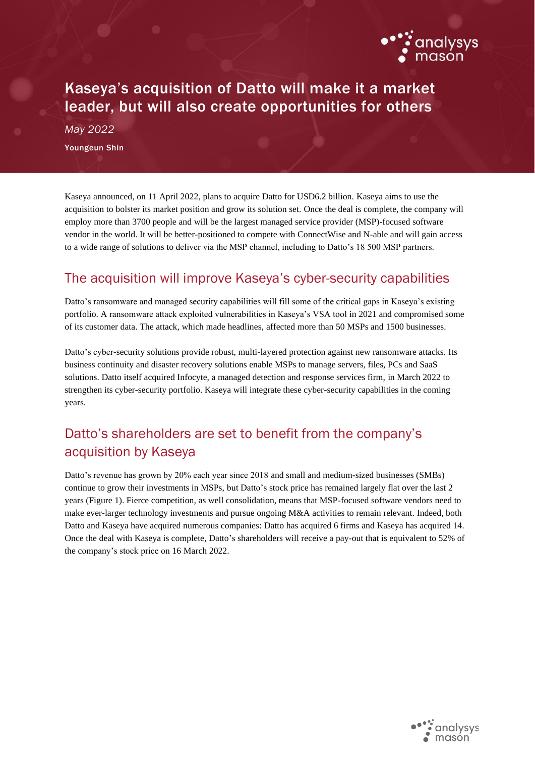# Kaseya's acquisition of Datto will make it a market leader, but will also create opportunities for others

*May 2022*

**Youngeun Shin**

Kaseya announced, on 11 April 2022, plans to acquire Datto for USD6.2 billion. Kaseya aims to use the acquisition to bolster its market position and grow its solution set. Once the deal is complete, the company will employ more than 3700 people and will be the largest managed service provider (MSP)-focused software vendor in the world. It will be better-positioned to compete with ConnectWise and N-able and will gain access to a wide range of solutions to deliver via the MSP channel, including to Datto's 18 500 MSP partners.

## The acquisition will improve Kaseya's cyber-security capabilities

Datto's ransomware and managed security capabilities will fill some of the critical gaps in Kaseya's existing portfolio. A ransomware attack exploited vulnerabilities in Kaseya's VSA tool in 2021 and compromised some of its customer data. The attack, which made headlines, affected more than 50 MSPs and 1500 businesses.

Datto's cyber-security solutions provide robust, multi-layered protection against new ransomware attacks. Its business continuity and disaster recovery solutions enable MSPs to manage servers, files, PCs and SaaS solutions. Datto itself acquired Infocyte, a managed detection and response services firm, in March 2022 to strengthen its cyber-security portfolio. Kaseya will integrate these cyber-security capabilities in the coming years.

## Datto's shareholders are set to benefit from the company's acquisition by Kaseya

Datto's revenue has grown by 20% each year since 2018 and small and medium-sized businesses (SMBs) continue to grow their investments in MSPs, but Datto's stock price has remained largely flat over the last 2 years (Figure 1). Fierce competition, as well consolidation, means that MSP-focused software vendors need to make ever-larger technology investments and pursue ongoing M&A activities to remain relevant. Indeed, both Datto and Kaseya have acquired numerous companies: Datto has acquired 6 firms and Kaseya has acquired 14. Once the deal with Kaseya is complete, Datto's shareholders will receive a pay-out that is equivalent to 52% of the company's stock price on 16 March 2022.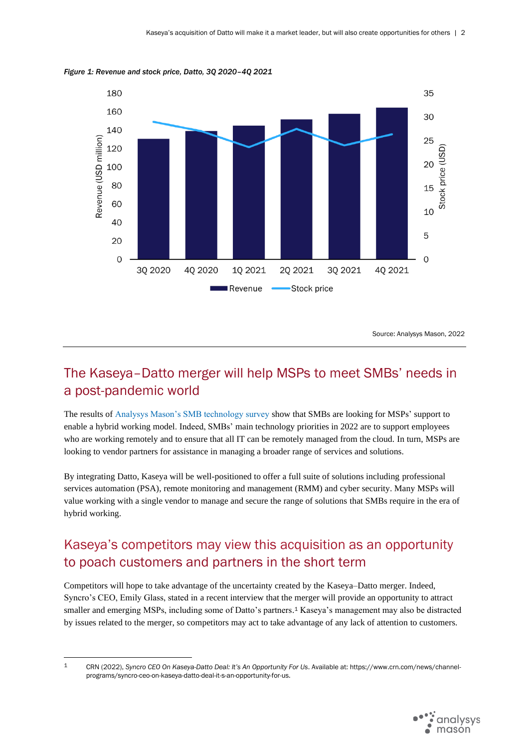*Figure 1: Revenue and stock price, Datto, 3Q 2020–4Q 2021*

Source: Analysys Mason, 2022

## The Kaseya–Datto merger will help MSPs to meet SMBs' needs in a post-pandemic world

The results of Analysys Mason's SMB technology survey show that SMBs are looking for MSPs' support to enable a hybrid working model. Indeed, SMBs' main technology priorities in 2022 are to support employees who are working remotely and to ensure that all IT can be remotely managed from the cloud. In turn, MSPs are looking to vendor partners for assistance in managing a broader range of services and solutions.

By integrating Datto, Kaseya will be well-positioned to offer a full suite of solutions including professional services automation (PSA), remote monitoring and management (RMM) and cyber security. Many MSPs will value working with a single vendor to manage and secure the range of solutions that SMBs require in the era of hybrid working.

## Kaseya's competitors may view this acquisition as an opportunity to poach customers and partners in the short term

Competitors will hope to take advantage of the uncertainty created by the Kaseya–Datto merger. Indeed, Syncro's CEO, Emily Glass, stated in a recent interview that the merger will provide an opportunity to attract smaller and emerging MSPs, including some of Datto's partners.[1] Kaseya's management may also be distracted by issues related to the merger, so competitors may act to take advantage of any lack of attention to customers.

---

[1] CRN (2022), *Syncro CEO On Kaseya-Datto Deal: It's An Opportunity For Us*. Available at: https://www.crn.com/news/channel-programs/syncro-ceo-on-kaseya-datto-deal-it-s-an-opportunity-for-us.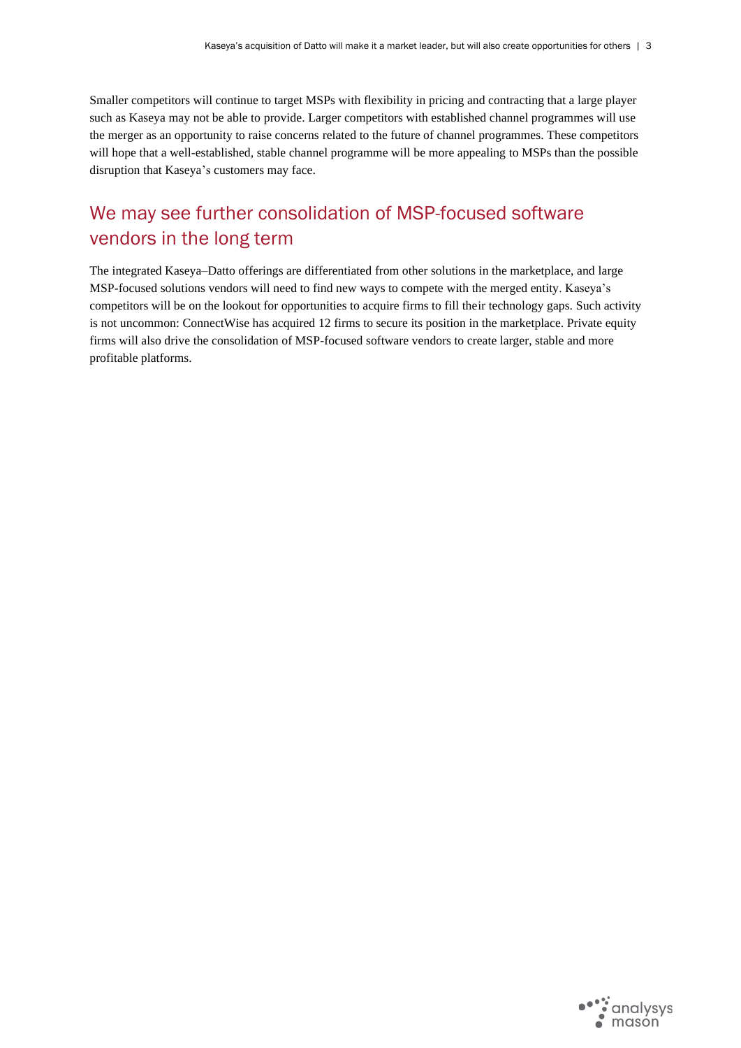Smaller competitors will continue to target MSPs with flexibility in pricing and contracting that a large player such as Kaseya may not be able to provide. Larger competitors with established channel programmes will use the merger as an opportunity to raise concerns related to the future of channel programmes. These competitors will hope that a well-established, stable channel programme will be more appealing to MSPs than the possible disruption that Kaseya's customers may face.

## We may see further consolidation of MSP-focused software vendors in the long term

The integrated Kaseya–Datto offerings are differentiated from other solutions in the marketplace, and large MSP-focused solutions vendors will need to find new ways to compete with the merged entity. Kaseya's competitors will be on the lookout for opportunities to acquire firms to fill their technology gaps. Such activity is not uncommon: ConnectWise has acquired 12 firms to secure its position in the marketplace. Private equity firms will also drive the consolidation of MSP-focused software vendors to create larger, stable and more profitable platforms.